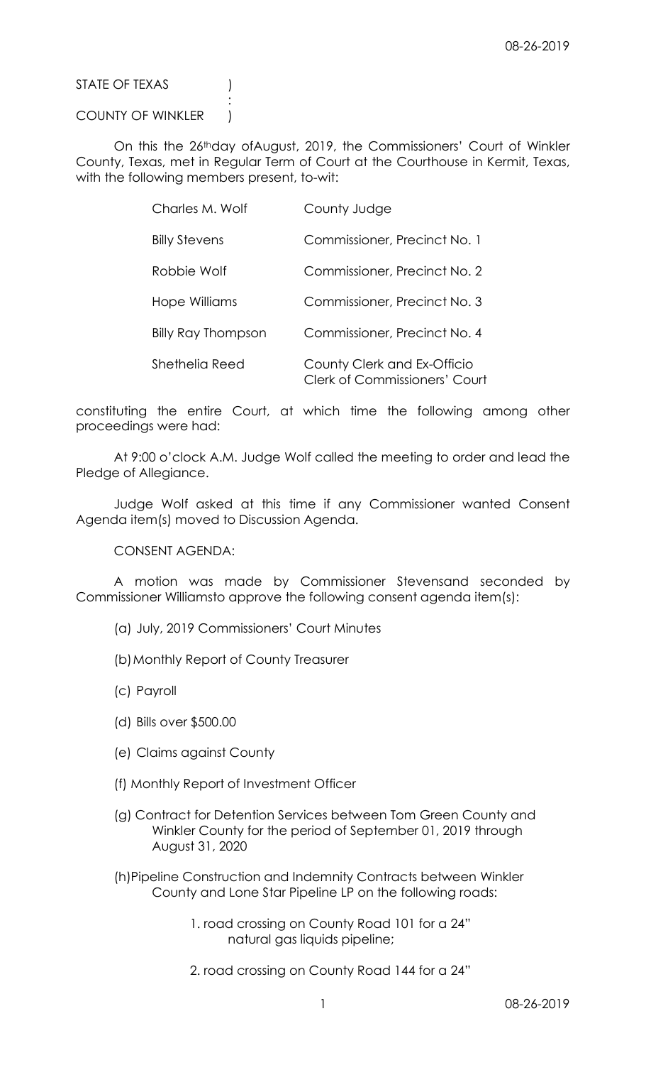STATE OF TEXAS )
:
COUNTY OF WINKLER )

On this the 26th day of August, 2019, the Commissioners' Court of Winkler County, Texas, met in Regular Term of Court at the Courthouse in Kermit, Texas, with the following members present, to-wit:

| | |
|---|---|
| Charles M. Wolf | County Judge |
| Billy Stevens | Commissioner, Precinct No. 1 |
| Robbie Wolf | Commissioner, Precinct No. 2 |
| Hope Williams | Commissioner, Precinct No. 3 |
| Billy Ray Thompson | Commissioner, Precinct No. 4 |
| Shethelia Reed | County Clerk and Ex-Officio Clerk of Commissioners' Court |

constituting the entire Court, at which time the following among other proceedings were had:

At 9:00 o'clock A.M. Judge Wolf called the meeting to order and lead the Pledge of Allegiance.

Judge Wolf asked at this time if any Commissioner wanted Consent Agenda item(s) moved to Discussion Agenda.

CONSENT AGENDA:

A motion was made by Commissioner Stevens and seconded by Commissioner Williams to approve the following consent agenda item(s):

(a) July, 2019 Commissioners' Court Minutes

(b) Monthly Report of County Treasurer

(c) Payroll

(d) Bills over $500.00

(e) Claims against County

(f) Monthly Report of Investment Officer

(g) Contract for Detention Services between Tom Green County and Winkler County for the period of September 01, 2019 through August 31, 2020

(h) Pipeline Construction and Indemnity Contracts between Winkler County and Lone Star Pipeline LP on the following roads:

1. road crossing on County Road 101 for a 24" natural gas liquids pipeline;

2. road crossing on County Road 144 for a 24"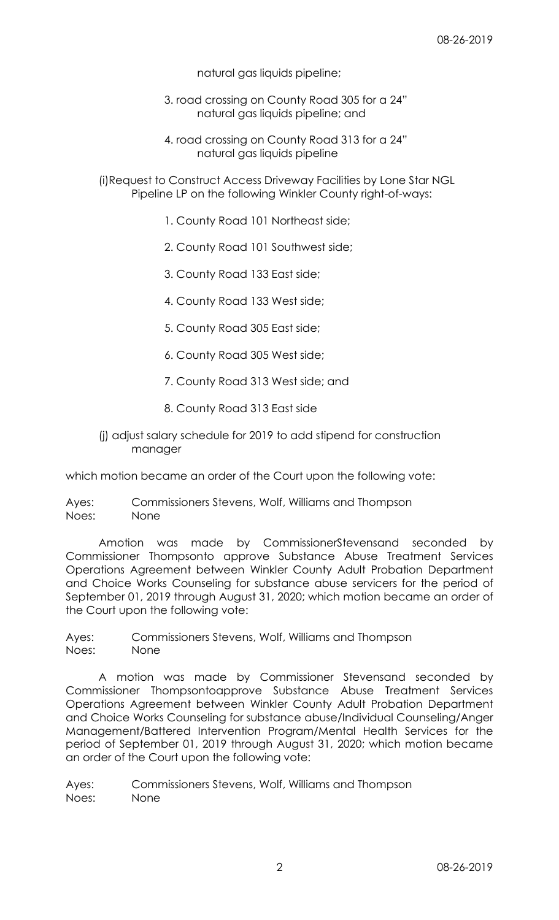natural gas liquids pipeline;

3. road crossing on County Road 305 for a 24" natural gas liquids pipeline; and

4. road crossing on County Road 313 for a 24" natural gas liquids pipeline

(i)Request to Construct Access Driveway Facilities by Lone Star NGL Pipeline LP on the following Winkler County right-of-ways:

1. County Road 101 Northeast side;

2. County Road 101 Southwest side;

3. County Road 133 East side;

4. County Road 133 West side;

5. County Road 305 East side;

6. County Road 305 West side;

7. County Road 313 West side; and

8. County Road 313 East side

(j) adjust salary schedule for 2019 to add stipend for construction manager

which motion became an order of the Court upon the following vote:

Ayes: Commissioners Stevens, Wolf, Williams and Thompson
Noes: None

Amotion was made by CommissionerStevensand seconded by Commissioner Thompsonto approve Substance Abuse Treatment Services Operations Agreement between Winkler County Adult Probation Department and Choice Works Counseling for substance abuse servicers for the period of September 01, 2019 through August 31, 2020; which motion became an order of the Court upon the following vote:

Ayes: Commissioners Stevens, Wolf, Williams and Thompson
Noes: None

A motion was made by Commissioner Stevensand seconded by Commissioner Thompsontoapprove Substance Abuse Treatment Services Operations Agreement between Winkler County Adult Probation Department and Choice Works Counseling for substance abuse/Individual Counseling/Anger Management/Battered Intervention Program/Mental Health Services for the period of September 01, 2019 through August 31, 2020; which motion became an order of the Court upon the following vote:

Ayes: Commissioners Stevens, Wolf, Williams and Thompson
Noes: None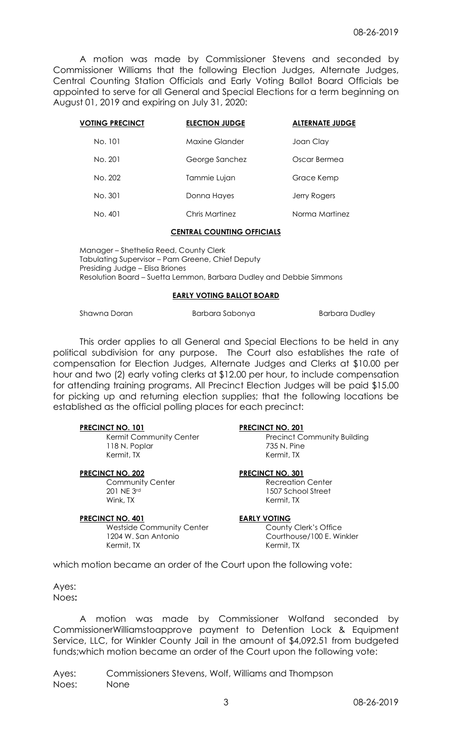A motion was made by Commissioner Stevens and seconded by Commissioner Williams that the following Election Judges, Alternate Judges, Central Counting Station Officials and Early Voting Ballot Board Officials be appointed to serve for all General and Special Elections for a term beginning on August 01, 2019 and expiring on July 31, 2020:

| VOTING PRECINCT | ELECTION JUDGE | ALTERNATE JUDGE |
|---|---|---|
| No. 101 | Maxine Glander | Joan Clay |
| No. 201 | George Sanchez | Oscar Bermea |
| No. 202 | Tammie Lujan | Grace Kemp |
| No. 301 | Donna Hayes | Jerry Rogers |
| No. 401 | Chris Martinez | Norma Martinez |

**CENTRAL COUNTING OFFICIALS**

Manager – Shethelia Reed, County Clerk
Tabulating Supervisor – Pam Greene, Chief Deputy
Presiding Judge – Elisa Briones
Resolution Board – Suetta Lemmon, Barbara Dudley and Debbie Simmons

**EARLY VOTING BALLOT BOARD**

Shawna Doran    Barbara Sabonya    Barbara Dudley

This order applies to all General and Special Elections to be held in any political subdivision for any purpose. The Court also establishes the rate of compensation for Election Judges, Alternate Judges and Clerks at $10.00 per hour and two (2) early voting clerks at $12.00 per hour, to include compensation for attending training programs. All Precinct Election Judges will be paid $15.00 for picking up and returning election supplies; that the following locations be established as the official polling places for each precinct:

**PRECINCT NO. 101**
Kermit Community Center
118 N. Poplar
Kermit, TX

**PRECINCT NO. 201**
Precinct Community Building
735 N. Pine
Kermit, TX

**PRECINCT NO. 202**
Community Center
201 NE 3rd
Wink, TX

**PRECINCT NO. 301**
Recreation Center
1507 School Street
Kermit, TX

**PRECINCT NO. 401**
Westside Community Center
1204 W. San Antonio
Kermit, TX

**EARLY VOTING**
County Clerk's Office
Courthouse/100 E. Winkler
Kermit, TX

which motion became an order of the Court upon the following vote:

Ayes:
Noes:

A motion was made by Commissioner Wolfand seconded by CommissionerWilliamstoapprove payment to Detention Lock & Equipment Service, LLC, for Winkler County Jail in the amount of $4,092.51 from budgeted funds;which motion became an order of the Court upon the following vote:

Ayes: Commissioners Stevens, Wolf, Williams and Thompson
Noes: None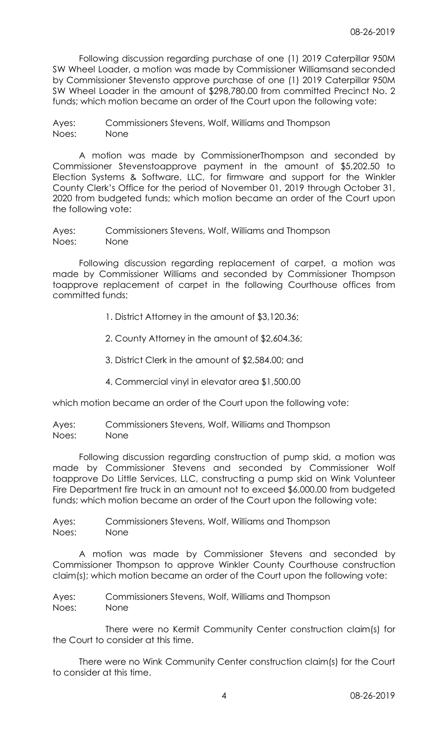Following discussion regarding purchase of one (1) 2019 Caterpillar 950M SW Wheel Loader, a motion was made by Commissioner Williamsand seconded by Commissioner Stevensto approve purchase of one (1) 2019 Caterpillar 950M SW Wheel Loader in the amount of $298,780.00 from committed Precinct No. 2 funds; which motion became an order of the Court upon the following vote:

Ayes: Commissioners Stevens, Wolf, Williams and Thompson
Noes: None

A motion was made by CommissionerThompson and seconded by Commissioner Stevenstoapprove payment in the amount of $5,202.50 to Election Systems & Software, LLC, for firmware and support for the Winkler County Clerk's Office for the period of November 01, 2019 through October 31, 2020 from budgeted funds; which motion became an order of the Court upon the following vote:

Ayes: Commissioners Stevens, Wolf, Williams and Thompson
Noes: None

Following discussion regarding replacement of carpet, a motion was made by Commissioner Williams and seconded by Commissioner Thompson toapprove replacement of carpet in the following Courthouse offices from committed funds;

1. District Attorney in the amount of $3,120.36;

2. County Attorney in the amount of $2,604.36;

3. District Clerk in the amount of $2,584.00; and

4. Commercial vinyl in elevator area $1,500.00

which motion became an order of the Court upon the following vote:

Ayes: Commissioners Stevens, Wolf, Williams and Thompson
Noes: None

Following discussion regarding construction of pump skid, a motion was made by Commissioner Stevens and seconded by Commissioner Wolf toapprove Do Little Services, LLC, constructing a pump skid on Wink Volunteer Fire Department fire truck in an amount not to exceed $6,000.00 from budgeted funds; which motion became an order of the Court upon the following vote:

Ayes: Commissioners Stevens, Wolf, Williams and Thompson
Noes: None

A motion was made by Commissioner Stevens and seconded by Commissioner Thompson to approve Winkler County Courthouse construction claim(s); which motion became an order of the Court upon the following vote:

Ayes: Commissioners Stevens, Wolf, Williams and Thompson
Noes: None

There were no Kermit Community Center construction claim(s) for the Court to consider at this time.

There were no Wink Community Center construction claim(s) for the Court to consider at this time.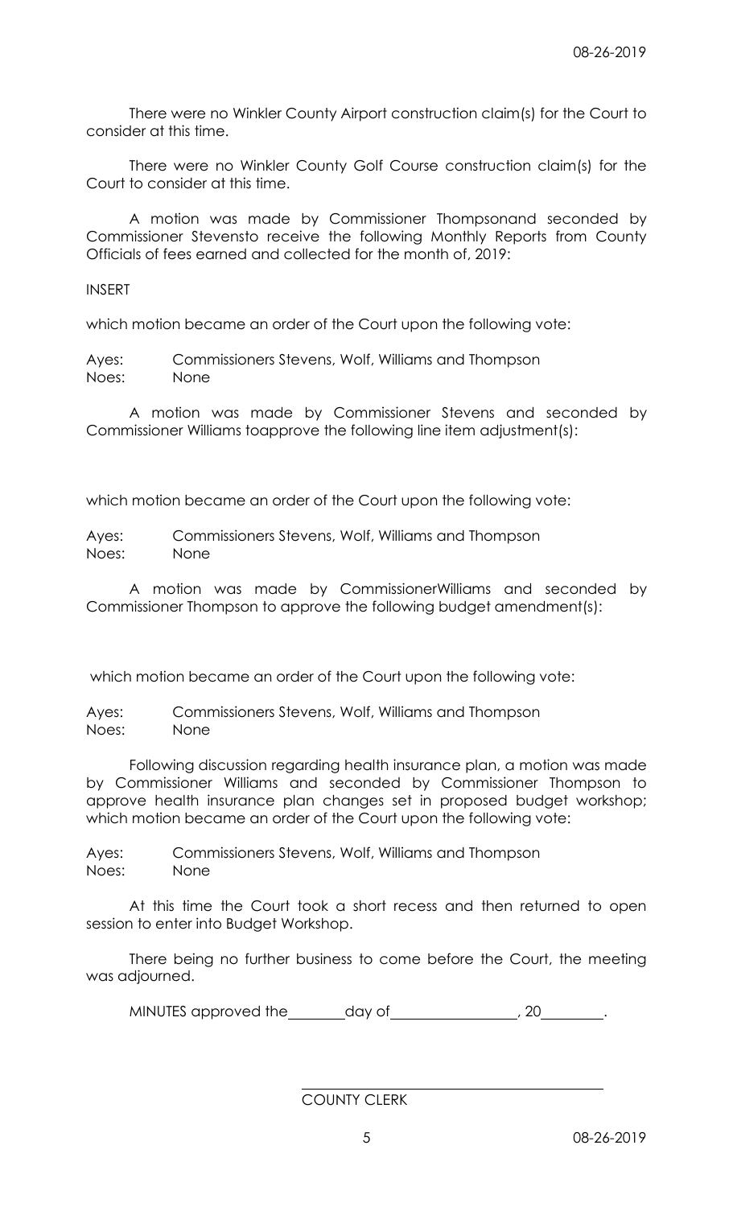There were no Winkler County Airport construction claim(s) for the Court to consider at this time.

There were no Winkler County Golf Course construction claim(s) for the Court to consider at this time.

A motion was made by Commissioner Thompsonand seconded by Commissioner Stevensto receive the following Monthly Reports from County Officials of fees earned and collected for the month of, 2019:

INSERT

which motion became an order of the Court upon the following vote:

Ayes: Commissioners Stevens, Wolf, Williams and Thompson
Noes: None

A motion was made by Commissioner Stevens and seconded by Commissioner Williams toapprove the following line item adjustment(s):

which motion became an order of the Court upon the following vote:

Ayes: Commissioners Stevens, Wolf, Williams and Thompson
Noes: None

A motion was made by CommissionerWilliams and seconded by Commissioner Thompson to approve the following budget amendment(s):

which motion became an order of the Court upon the following vote:

Ayes: Commissioners Stevens, Wolf, Williams and Thompson
Noes: None

Following discussion regarding health insurance plan, a motion was made by Commissioner Williams and seconded by Commissioner Thompson to approve health insurance plan changes set in proposed budget workshop; which motion became an order of the Court upon the following vote:

Ayes: Commissioners Stevens, Wolf, Williams and Thompson
Noes: None

At this time the Court took a short recess and then returned to open session to enter into Budget Workshop.

There being no further business to come before the Court, the meeting was adjourned.

MINUTES approved the ________ day of ________________, 20________.

______________________________________
COUNTY CLERK